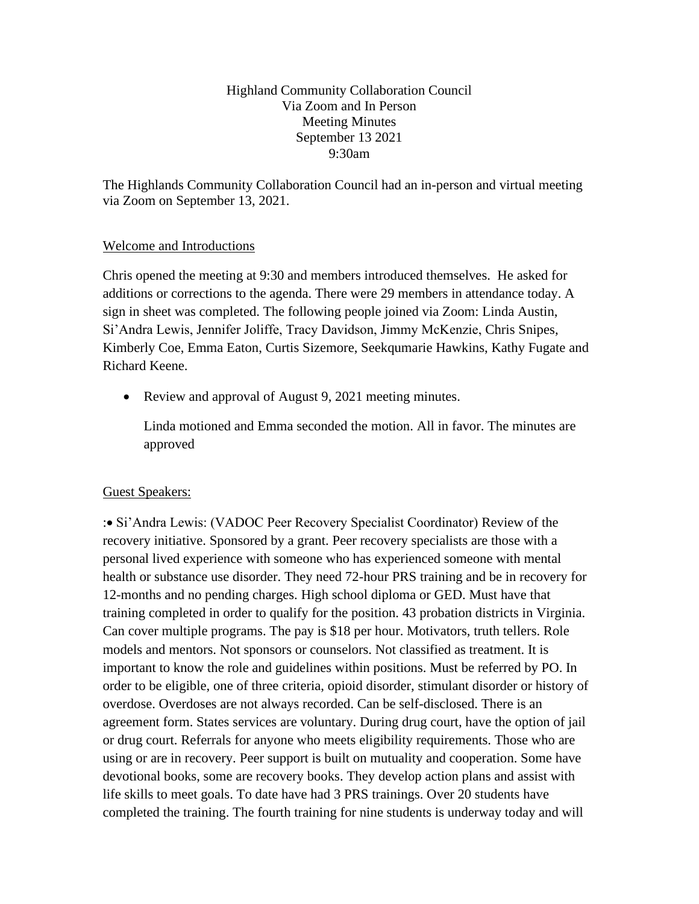Highland Community Collaboration Council
Via Zoom and In Person
Meeting Minutes
September 13 2021
9:30am

The Highlands Community Collaboration Council had an in-person and virtual meeting via Zoom on September 13, 2021.

Welcome and Introductions

Chris opened the meeting at 9:30 and members introduced themselves. He asked for additions or corrections to the agenda. There were 29 members in attendance today. A sign in sheet was completed. The following people joined via Zoom: Linda Austin, Si'Andra Lewis, Jennifer Joliffe, Tracy Davidson, Jimmy McKenzie, Chris Snipes, Kimberly Coe, Emma Eaton, Curtis Sizemore, Seekqumarie Hawkins, Kathy Fugate and Richard Keene.

- Review and approval of August 9, 2021 meeting minutes.

  Linda motioned and Emma seconded the motion. All in favor. The minutes are approved

Guest Speakers:

:• Si'Andra Lewis: (VADOC Peer Recovery Specialist Coordinator) Review of the recovery initiative. Sponsored by a grant. Peer recovery specialists are those with a personal lived experience with someone who has experienced someone with mental health or substance use disorder. They need 72-hour PRS training and be in recovery for 12-months and no pending charges. High school diploma or GED. Must have that training completed in order to qualify for the position. 43 probation districts in Virginia. Can cover multiple programs. The pay is $18 per hour. Motivators, truth tellers. Role models and mentors. Not sponsors or counselors. Not classified as treatment. It is important to know the role and guidelines within positions. Must be referred by PO. In order to be eligible, one of three criteria, opioid disorder, stimulant disorder or history of overdose. Overdoses are not always recorded. Can be self-disclosed. There is an agreement form. States services are voluntary. During drug court, have the option of jail or drug court. Referrals for anyone who meets eligibility requirements. Those who are using or are in recovery. Peer support is built on mutuality and cooperation. Some have devotional books, some are recovery books. They develop action plans and assist with life skills to meet goals. To date have had 3 PRS trainings. Over 20 students have completed the training. The fourth training for nine students is underway today and will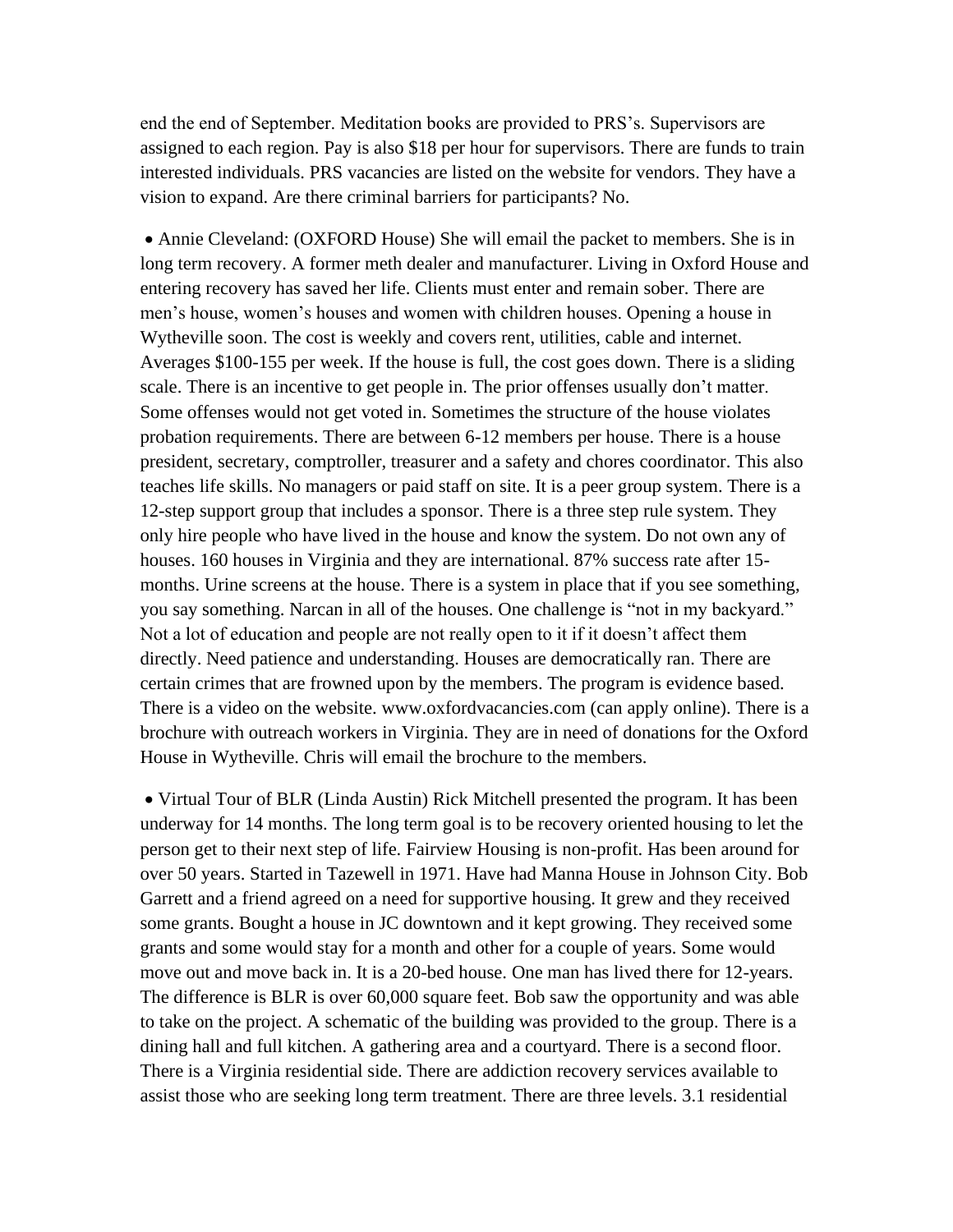end the end of September. Meditation books are provided to PRS's. Supervisors are assigned to each region. Pay is also $18 per hour for supervisors. There are funds to train interested individuals. PRS vacancies are listed on the website for vendors. They have a vision to expand. Are there criminal barriers for participants? No.

- Annie Cleveland: (OXFORD House) She will email the packet to members. She is in long term recovery. A former meth dealer and manufacturer. Living in Oxford House and entering recovery has saved her life. Clients must enter and remain sober. There are men's house, women's houses and women with children houses. Opening a house in Wytheville soon. The cost is weekly and covers rent, utilities, cable and internet. Averages $100-155 per week. If the house is full, the cost goes down. There is a sliding scale. There is an incentive to get people in. The prior offenses usually don't matter. Some offenses would not get voted in. Sometimes the structure of the house violates probation requirements. There are between 6-12 members per house. There is a house president, secretary, comptroller, treasurer and a safety and chores coordinator. This also teaches life skills. No managers or paid staff on site. It is a peer group system. There is a 12-step support group that includes a sponsor. There is a three step rule system. They only hire people who have lived in the house and know the system. Do not own any of houses. 160 houses in Virginia and they are international. 87% success rate after 15-months. Urine screens at the house. There is a system in place that if you see something, you say something. Narcan in all of the houses. One challenge is "not in my backyard." Not a lot of education and people are not really open to it if it doesn't affect them directly. Need patience and understanding. Houses are democratically ran. There are certain crimes that are frowned upon by the members. The program is evidence based. There is a video on the website. www.oxfordvacancies.com (can apply online). There is a brochure with outreach workers in Virginia. They are in need of donations for the Oxford House in Wytheville. Chris will email the brochure to the members.

- Virtual Tour of BLR (Linda Austin) Rick Mitchell presented the program. It has been underway for 14 months. The long term goal is to be recovery oriented housing to let the person get to their next step of life. Fairview Housing is non-profit. Has been around for over 50 years. Started in Tazewell in 1971. Have had Manna House in Johnson City. Bob Garrett and a friend agreed on a need for supportive housing. It grew and they received some grants. Bought a house in JC downtown and it kept growing. They received some grants and some would stay for a month and other for a couple of years. Some would move out and move back in. It is a 20-bed house. One man has lived there for 12-years. The difference is BLR is over 60,000 square feet. Bob saw the opportunity and was able to take on the project. A schematic of the building was provided to the group. There is a dining hall and full kitchen. A gathering area and a courtyard. There is a second floor. There is a Virginia residential side. There are addiction recovery services available to assist those who are seeking long term treatment. There are three levels. 3.1 residential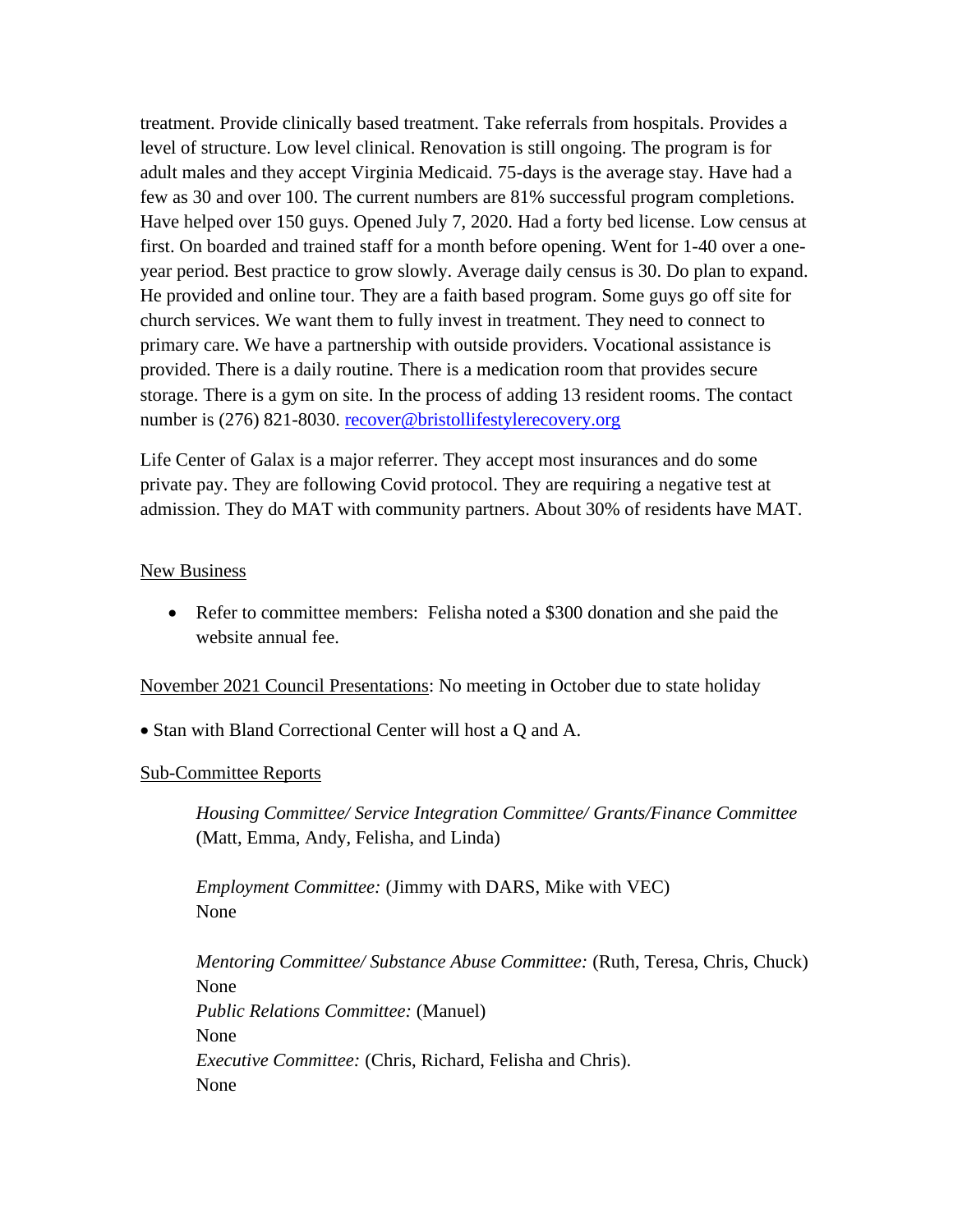treatment. Provide clinically based treatment. Take referrals from hospitals. Provides a level of structure. Low level clinical. Renovation is still ongoing. The program is for adult males and they accept Virginia Medicaid. 75-days is the average stay. Have had a few as 30 and over 100. The current numbers are 81% successful program completions. Have helped over 150 guys. Opened July 7, 2020. Had a forty bed license. Low census at first. On boarded and trained staff for a month before opening. Went for 1-40 over a one-year period. Best practice to grow slowly. Average daily census is 30. Do plan to expand. He provided and online tour. They are a faith based program. Some guys go off site for church services. We want them to fully invest in treatment. They need to connect to primary care. We have a partnership with outside providers. Vocational assistance is provided. There is a daily routine. There is a medication room that provides secure storage. There is a gym on site. In the process of adding 13 resident rooms. The contact number is (276) 821-8030. recover@bristollifestylerecovery.org

Life Center of Galax is a major referrer. They accept most insurances and do some private pay. They are following Covid protocol. They are requiring a negative test at admission. They do MAT with community partners. About 30% of residents have MAT.

<u>New Business</u>

- Refer to committee members: Felisha noted a $300 donation and she paid the website annual fee.

<u>November 2021 Council Presentations</u>: No meeting in October due to state holiday

- Stan with Bland Correctional Center will host a Q and A.

<u>Sub-Committee Reports</u>

*Housing Committee/ Service Integration Committee/ Grants/Finance Committee* (Matt, Emma, Andy, Felisha, and Linda)

*Employment Committee:* (Jimmy with DARS, Mike with VEC)
None

*Mentoring Committee/ Substance Abuse Committee:* (Ruth, Teresa, Chris, Chuck)
None
*Public Relations Committee:* (Manuel)
None
*Executive Committee:* (Chris, Richard, Felisha and Chris).
None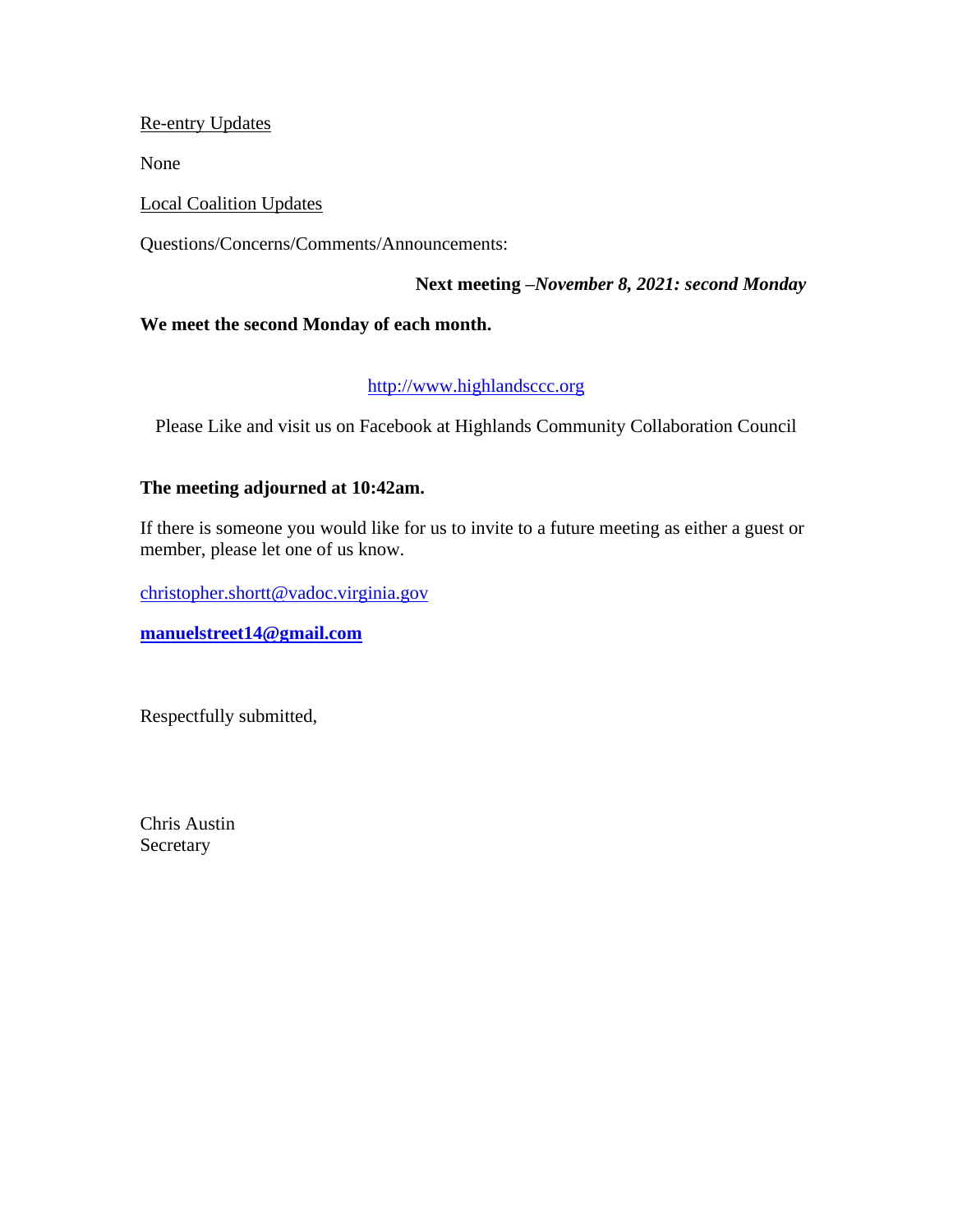<u>Re-entry Updates</u>

None

<u>Local Coalition Updates</u>

Questions/Concerns/Comments/Announcements:

**Next meeting –*November 8, 2021: second Monday***

**We meet the second Monday of each month.**

http://www.highlandsccc.org

Please Like and visit us on Facebook at Highlands Community Collaboration Council

**The meeting adjourned at 10:42am.**

If there is someone you would like for us to invite to a future meeting as either a guest or member, please let one of us know.

christopher.shortt@vadoc.virginia.gov

**manuelstreet14@gmail.com**

Respectfully submitted,

Chris Austin
Secretary